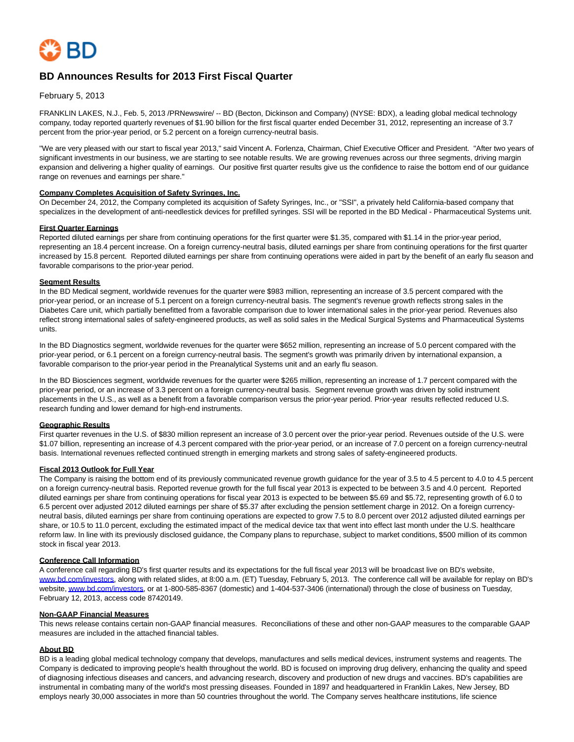# BD Announces Results for 2013 First Fiscal Quarter

February 5, 2013

FRANKLIN LAKES, N.J., Feb. 5, 2013 /PRNewswire/ -- BD (Becton, Dickinson and Company) (NYSE: BDX), a leading global medical technology company, today reported quarterly revenues of $1.90 billion for the first fiscal quarter ended December 31, 2012, representing an increase of 3.7 percent from the prior-year period, or 5.2 percent on a foreign currency-neutral basis.

"We are very pleased with our start to fiscal year 2013," said Vincent A. Forlenza, Chairman, Chief Executive Officer and President. "After two years of significant investments in our business, we are starting to see notable results. We are growing revenues across our three segments, driving margin expansion and delivering a higher quality of earnings. Our positive first quarter results give us the confidence to raise the bottom end of our guidance range on revenues and earnings per share."

## Company Completes Acquisition of Safety Syringes, Inc.

On December 24, 2012, the Company completed its acquisition of Safety Syringes, Inc., or "SSI", a privately held California-based company that specializes in the development of anti-needlestick devices for prefilled syringes. SSI will be reported in the BD Medical - Pharmaceutical Systems unit.

## First Quarter Earnings

Reported diluted earnings per share from continuing operations for the first quarter were $1.35, compared with $1.14 in the prior-year period, representing an 18.4 percent increase. On a foreign currency-neutral basis, diluted earnings per share from continuing operations for the first quarter increased by 15.8 percent. Reported diluted earnings per share from continuing operations were aided in part by the benefit of an early flu season and favorable comparisons to the prior-year period.

## Segment Results

In the BD Medical segment, worldwide revenues for the quarter were $983 million, representing an increase of 3.5 percent compared with the prior-year period, or an increase of 5.1 percent on a foreign currency-neutral basis. The segment's revenue growth reflects strong sales in the Diabetes Care unit, which partially benefitted from a favorable comparison due to lower international sales in the prior-year period. Revenues also reflect strong international sales of safety-engineered products, as well as solid sales in the Medical Surgical Systems and Pharmaceutical Systems units.

In the BD Diagnostics segment, worldwide revenues for the quarter were $652 million, representing an increase of 5.0 percent compared with the prior-year period, or 6.1 percent on a foreign currency-neutral basis. The segment's growth was primarily driven by international expansion, a favorable comparison to the prior-year period in the Preanalytical Systems unit and an early flu season.

In the BD Biosciences segment, worldwide revenues for the quarter were $265 million, representing an increase of 1.7 percent compared with the prior-year period, or an increase of 3.3 percent on a foreign currency-neutral basis. Segment revenue growth was driven by solid instrument placements in the U.S., as well as a benefit from a favorable comparison versus the prior-year period. Prior-year results reflected reduced U.S. research funding and lower demand for high-end instruments.

## Geographic Results

First quarter revenues in the U.S. of $830 million represent an increase of 3.0 percent over the prior-year period. Revenues outside of the U.S. were $1.07 billion, representing an increase of 4.3 percent compared with the prior-year period, or an increase of 7.0 percent on a foreign currency-neutral basis. International revenues reflected continued strength in emerging markets and strong sales of safety-engineered products.

## Fiscal 2013 Outlook for Full Year

The Company is raising the bottom end of its previously communicated revenue growth guidance for the year of 3.5 to 4.5 percent to 4.0 to 4.5 percent on a foreign currency-neutral basis. Reported revenue growth for the full fiscal year 2013 is expected to be between 3.5 and 4.0 percent. Reported diluted earnings per share from continuing operations for fiscal year 2013 is expected to be between $5.69 and $5.72, representing growth of 6.0 to 6.5 percent over adjusted 2012 diluted earnings per share of $5.37 after excluding the pension settlement charge in 2012. On a foreign currency-neutral basis, diluted earnings per share from continuing operations are expected to grow 7.5 to 8.0 percent over 2012 adjusted diluted earnings per share, or 10.5 to 11.0 percent, excluding the estimated impact of the medical device tax that went into effect last month under the U.S. healthcare reform law. In line with its previously disclosed guidance, the Company plans to repurchase, subject to market conditions, $500 million of its common stock in fiscal year 2013.

## Conference Call Information

A conference call regarding BD's first quarter results and its expectations for the full fiscal year 2013 will be broadcast live on BD's website, www.bd.com/investors, along with related slides, at 8:00 a.m. (ET) Tuesday, February 5, 2013. The conference call will be available for replay on BD's website, www.bd.com/investors, or at 1-800-585-8367 (domestic) and 1-404-537-3406 (international) through the close of business on Tuesday, February 12, 2013, access code 87420149.

## Non-GAAP Financial Measures

This news release contains certain non-GAAP financial measures. Reconciliations of these and other non-GAAP measures to the comparable GAAP measures are included in the attached financial tables.

## About BD

BD is a leading global medical technology company that develops, manufactures and sells medical devices, instrument systems and reagents. The Company is dedicated to improving people's health throughout the world. BD is focused on improving drug delivery, enhancing the quality and speed of diagnosing infectious diseases and cancers, and advancing research, discovery and production of new drugs and vaccines. BD's capabilities are instrumental in combating many of the world's most pressing diseases. Founded in 1897 and headquartered in Franklin Lakes, New Jersey, BD employs nearly 30,000 associates in more than 50 countries throughout the world. The Company serves healthcare institutions, life science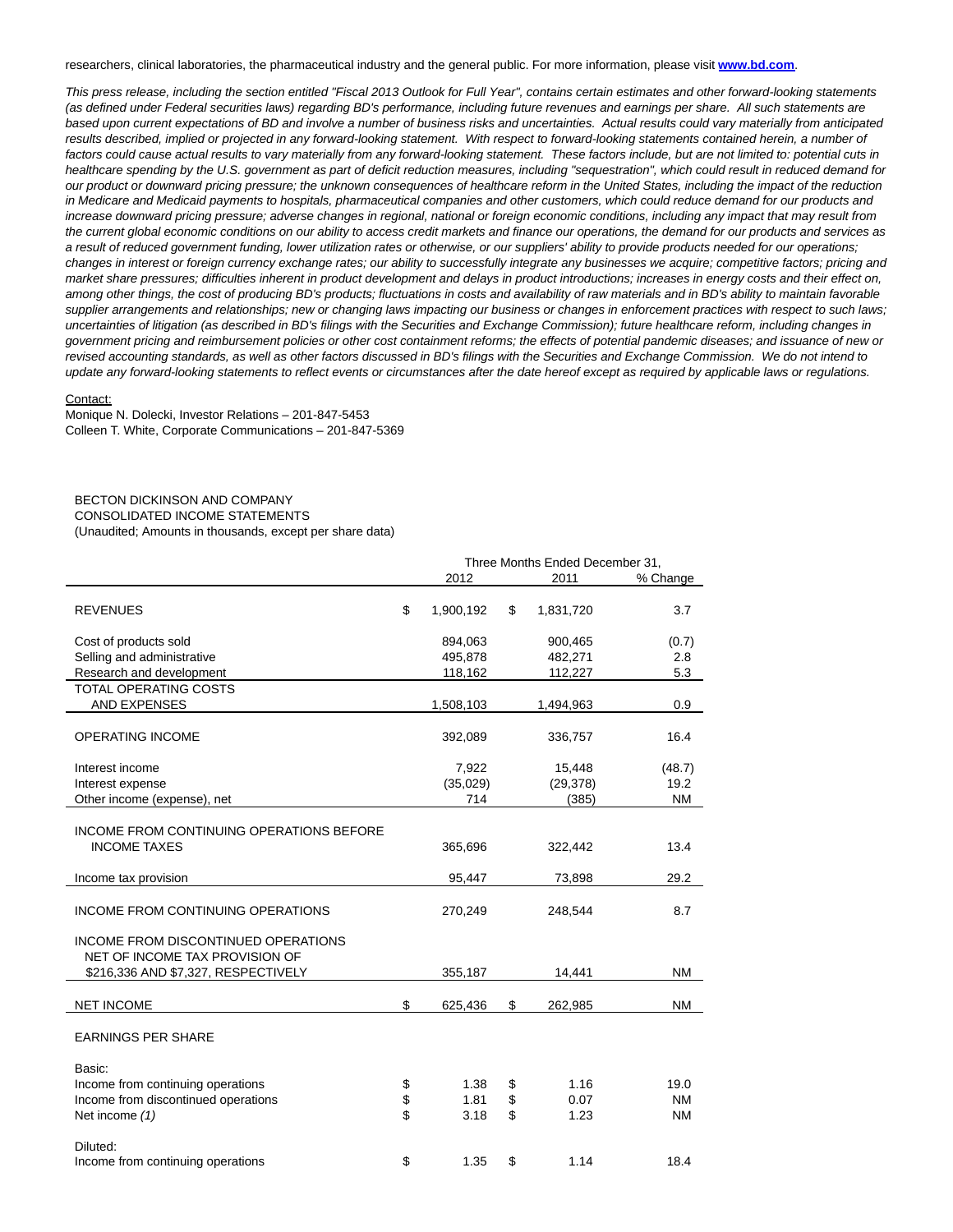researchers, clinical laboratories, the pharmaceutical industry and the general public. For more information, please visit **www.bd.com**.

*This press release, including the section entitled "Fiscal 2013 Outlook for Full Year", contains certain estimates and other forward-looking statements (as defined under Federal securities laws) regarding BD's performance, including future revenues and earnings per share. All such statements are based upon current expectations of BD and involve a number of business risks and uncertainties. Actual results could vary materially from anticipated results described, implied or projected in any forward-looking statement. With respect to forward-looking statements contained herein, a number of factors could cause actual results to vary materially from any forward-looking statement. These factors include, but are not limited to: potential cuts in healthcare spending by the U.S. government as part of deficit reduction measures, including "sequestration", which could result in reduced demand for our product or downward pricing pressure; the unknown consequences of healthcare reform in the United States, including the impact of the reduction in Medicare and Medicaid payments to hospitals, pharmaceutical companies and other customers, which could reduce demand for our products and increase downward pricing pressure; adverse changes in regional, national or foreign economic conditions, including any impact that may result from the current global economic conditions on our ability to access credit markets and finance our operations, the demand for our products and services as a result of reduced government funding, lower utilization rates or otherwise, or our suppliers' ability to provide products needed for our operations; changes in interest or foreign currency exchange rates; our ability to successfully integrate any businesses we acquire; competitive factors; pricing and market share pressures; difficulties inherent in product development and delays in product introductions; increases in energy costs and their effect on, among other things, the cost of producing BD's products; fluctuations in costs and availability of raw materials and in BD's ability to maintain favorable supplier arrangements and relationships; new or changing laws impacting our business or changes in enforcement practices with respect to such laws; uncertainties of litigation (as described in BD's filings with the Securities and Exchange Commission); future healthcare reform, including changes in government pricing and reimbursement policies or other cost containment reforms; the effects of potential pandemic diseases; and issuance of new or revised accounting standards, as well as other factors discussed in BD's filings with the Securities and Exchange Commission. We do not intend to update any forward-looking statements to reflect events or circumstances after the date hereof except as required by applicable laws or regulations.*

Contact:
Monique N. Dolecki, Investor Relations – 201-847-5453
Colleen T. White, Corporate Communications – 201-847-5369

BECTON DICKINSON AND COMPANY
CONSOLIDATED INCOME STATEMENTS
(Unaudited; Amounts in thousands, except per share data)

| | Three Months Ended December 31, | | |
|---|---|---|---|
| | 2012 | 2011 | % Change |
| REVENUES | $ 1,900,192 | $ 1,831,720 | 3.7 |
| Cost of products sold | 894,063 | 900,465 | (0.7) |
| Selling and administrative | 495,878 | 482,271 | 2.8 |
| Research and development | 118,162 | 112,227 | 5.3 |
| TOTAL OPERATING COSTS AND EXPENSES | 1,508,103 | 1,494,963 | 0.9 |
| OPERATING INCOME | 392,089 | 336,757 | 16.4 |
| Interest income | 7,922 | 15,448 | (48.7) |
| Interest expense | (35,029) | (29,378) | 19.2 |
| Other income (expense), net | 714 | (385) | NM |
| INCOME FROM CONTINUING OPERATIONS BEFORE INCOME TAXES | 365,696 | 322,442 | 13.4 |
| Income tax provision | 95,447 | 73,898 | 29.2 |
| INCOME FROM CONTINUING OPERATIONS | 270,249 | 248,544 | 8.7 |
| INCOME FROM DISCONTINUED OPERATIONS NET OF INCOME TAX PROVISION OF $216,336 AND $7,327, RESPECTIVELY | 355,187 | 14,441 | NM |
| NET INCOME | $ 625,436 | $ 262,985 | NM |
| EARNINGS PER SHARE | | | |
| Basic: | | | |
| Income from continuing operations | $ 1.38 | $ 1.16 | 19.0 |
| Income from discontinued operations | $ 1.81 | $ 0.07 | NM |
| Net income *(1)* | $ 3.18 | $ 1.23 | NM |
| Diluted: | | | |
| Income from continuing operations | $ 1.35 | $ 1.14 | 18.4 |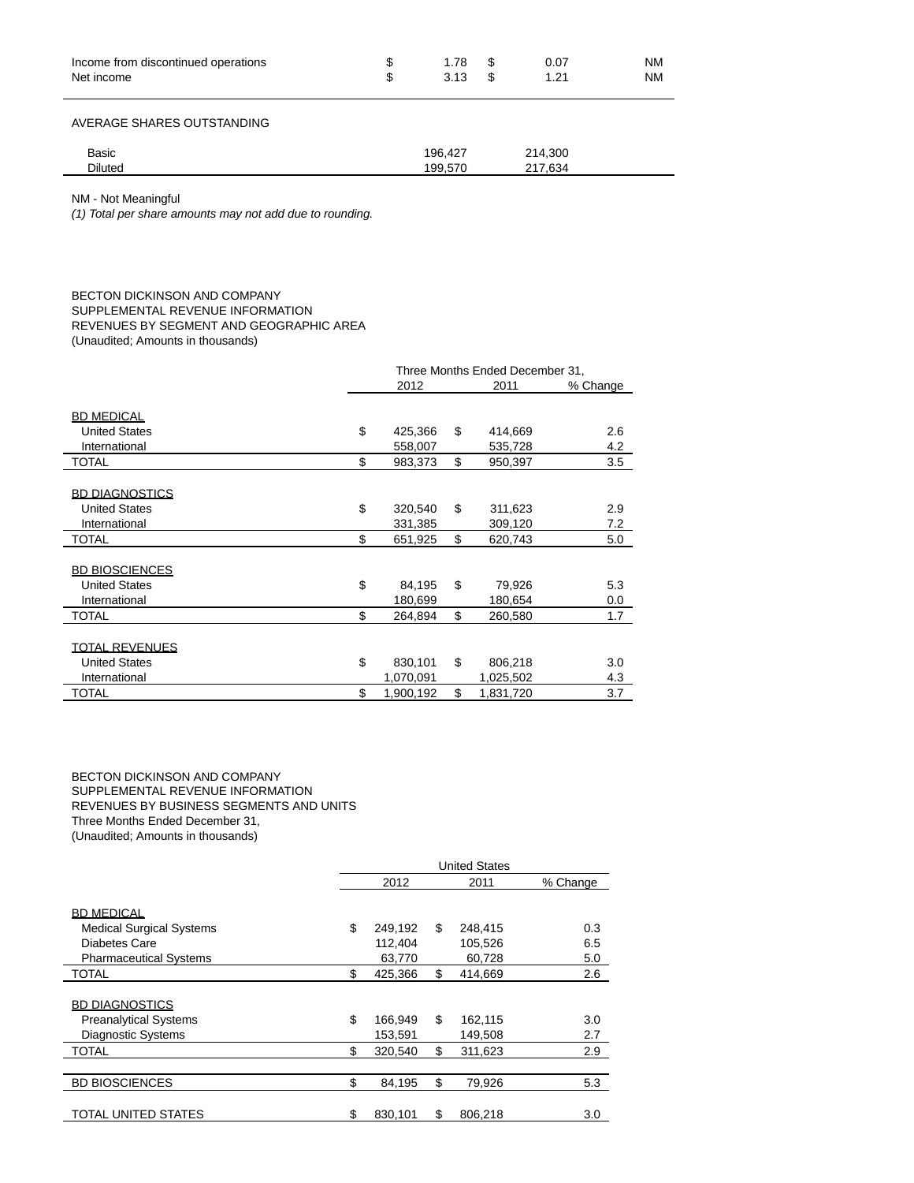| | | | |
|---|---|---|---|
| Income from discontinued operations | $ 1.78 | $ 0.07 | NM |
| Net income | $ 3.13 | $ 1.21 | NM |

AVERAGE SHARES OUTSTANDING

| | | |
|---|---|---|
| Basic | 196,427 | 214,300 |
| Diluted | 199,570 | 217,634 |

NM - Not Meaningful

*(1) Total per share amounts may not add due to rounding.*

BECTON DICKINSON AND COMPANY
SUPPLEMENTAL REVENUE INFORMATION
REVENUES BY SEGMENT AND GEOGRAPHIC AREA
(Unaudited; Amounts in thousands)

| | Three Months Ended December 31, | | |
|---|---|---|---|
| | 2012 | 2011 | % Change |
| BD MEDICAL | | | |
| United States | $ 425,366 | $ 414,669 | 2.6 |
| International | 558,007 | 535,728 | 4.2 |
| TOTAL | $ 983,373 | $ 950,397 | 3.5 |
| BD DIAGNOSTICS | | | |
| United States | $ 320,540 | $ 311,623 | 2.9 |
| International | 331,385 | 309,120 | 7.2 |
| TOTAL | $ 651,925 | $ 620,743 | 5.0 |
| BD BIOSCIENCES | | | |
| United States | $ 84,195 | $ 79,926 | 5.3 |
| International | 180,699 | 180,654 | 0.0 |
| TOTAL | $ 264,894 | $ 260,580 | 1.7 |
| TOTAL REVENUES | | | |
| United States | $ 830,101 | $ 806,218 | 3.0 |
| International | 1,070,091 | 1,025,502 | 4.3 |
| TOTAL | $ 1,900,192 | $ 1,831,720 | 3.7 |

BECTON DICKINSON AND COMPANY
SUPPLEMENTAL REVENUE INFORMATION
REVENUES BY BUSINESS SEGMENTS AND UNITS
Three Months Ended December 31,
(Unaudited; Amounts in thousands)

| | United States | | |
|---|---|---|---|
| | 2012 | 2011 | % Change |
| BD MEDICAL | | | |
| Medical Surgical Systems | $ 249,192 | $ 248,415 | 0.3 |
| Diabetes Care | 112,404 | 105,526 | 6.5 |
| Pharmaceutical Systems | 63,770 | 60,728 | 5.0 |
| TOTAL | $ 425,366 | $ 414,669 | 2.6 |
| BD DIAGNOSTICS | | | |
| Preanalytical Systems | $ 166,949 | $ 162,115 | 3.0 |
| Diagnostic Systems | 153,591 | 149,508 | 2.7 |
| TOTAL | $ 320,540 | $ 311,623 | 2.9 |
| BD BIOSCIENCES | $ 84,195 | $ 79,926 | 5.3 |
| TOTAL UNITED STATES | $ 830,101 | $ 806,218 | 3.0 |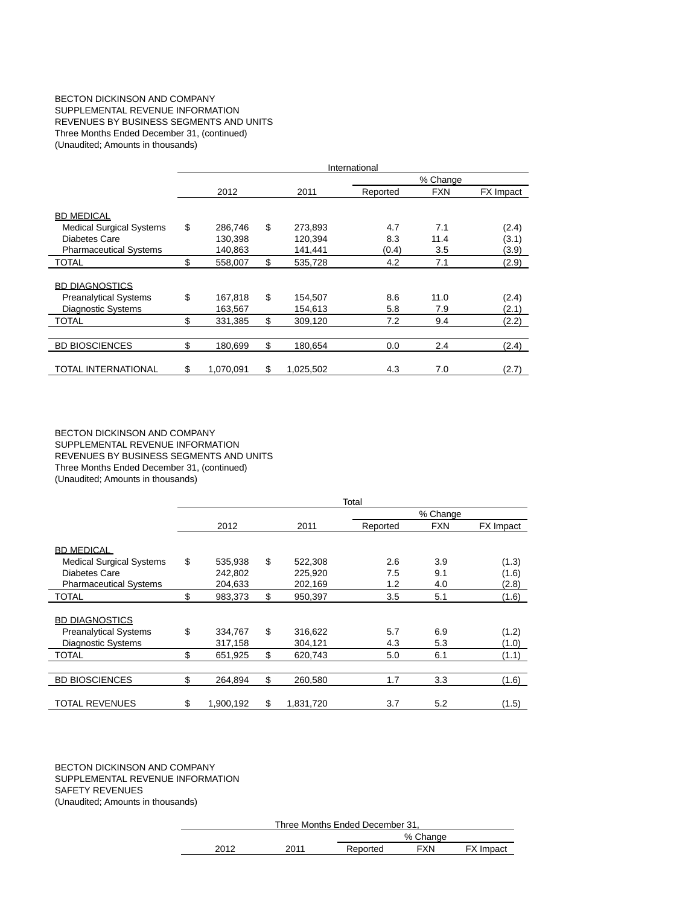BECTON DICKINSON AND COMPANY
SUPPLEMENTAL REVENUE INFORMATION
REVENUES BY BUSINESS SEGMENTS AND UNITS
Three Months Ended December 31, (continued)
(Unaudited; Amounts in thousands)

| | International | | | | |
|---|---|---|---|---|---|
| | | | % Change | | |
| | 2012 | 2011 | Reported | FXN | FX Impact |
| BD MEDICAL | | | | | |
| Medical Surgical Systems | $ 286,746 | $ 273,893 | 4.7 | 7.1 | (2.4) |
| Diabetes Care | 130,398 | 120,394 | 8.3 | 11.4 | (3.1) |
| Pharmaceutical Systems | 140,863 | 141,441 | (0.4) | 3.5 | (3.9) |
| TOTAL | $ 558,007 | $ 535,728 | 4.2 | 7.1 | (2.9) |
| BD DIAGNOSTICS | | | | | |
| Preanalytical Systems | $ 167,818 | $ 154,507 | 8.6 | 11.0 | (2.4) |
| Diagnostic Systems | 163,567 | 154,613 | 5.8 | 7.9 | (2.1) |
| TOTAL | $ 331,385 | $ 309,120 | 7.2 | 9.4 | (2.2) |
| BD BIOSCIENCES | $ 180,699 | $ 180,654 | 0.0 | 2.4 | (2.4) |
| TOTAL INTERNATIONAL | $ 1,070,091 | $ 1,025,502 | 4.3 | 7.0 | (2.7) |

BECTON DICKINSON AND COMPANY
SUPPLEMENTAL REVENUE INFORMATION
REVENUES BY BUSINESS SEGMENTS AND UNITS
Three Months Ended December 31, (continued)
(Unaudited; Amounts in thousands)

| | Total | | | | |
|---|---|---|---|---|---|
| | | | % Change | | |
| | 2012 | 2011 | Reported | FXN | FX Impact |
| BD MEDICAL | | | | | |
| Medical Surgical Systems | $ 535,938 | $ 522,308 | 2.6 | 3.9 | (1.3) |
| Diabetes Care | 242,802 | 225,920 | 7.5 | 9.1 | (1.6) |
| Pharmaceutical Systems | 204,633 | 202,169 | 1.2 | 4.0 | (2.8) |
| TOTAL | $ 983,373 | $ 950,397 | 3.5 | 5.1 | (1.6) |
| BD DIAGNOSTICS | | | | | |
| Preanalytical Systems | $ 334,767 | $ 316,622 | 5.7 | 6.9 | (1.2) |
| Diagnostic Systems | 317,158 | 304,121 | 4.3 | 5.3 | (1.0) |
| TOTAL | $ 651,925 | $ 620,743 | 5.0 | 6.1 | (1.1) |
| BD BIOSCIENCES | $ 264,894 | $ 260,580 | 1.7 | 3.3 | (1.6) |
| TOTAL REVENUES | $ 1,900,192 | $ 1,831,720 | 3.7 | 5.2 | (1.5) |

BECTON DICKINSON AND COMPANY
SUPPLEMENTAL REVENUE INFORMATION
SAFETY REVENUES
(Unaudited; Amounts in thousands)

| Three Months Ended December 31, | | | | |
|---|---|---|---|---|
| | | % Change | | |
| 2012 | 2011 | Reported | FXN | FX Impact |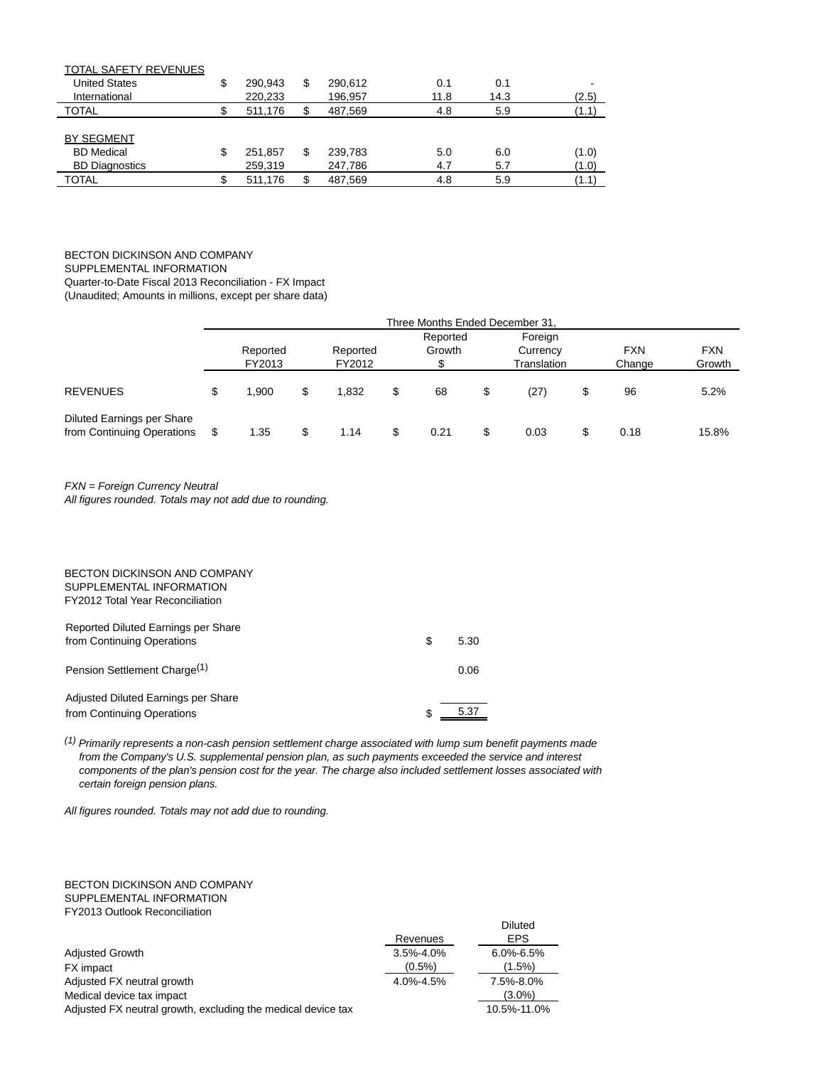| | | | | | |
|---|---|---|---|---|---|
| TOTAL SAFETY REVENUES | | | | | |
| United States | $ 290,943 | $ 290,612 | 0.1 | 0.1 | - |
| International | 220,233 | 196,957 | 11.8 | 14.3 | (2.5) |
| TOTAL | $ 511,176 | $ 487,569 | 4.8 | 5.9 | (1.1) |
| | | | | | |
| BY SEGMENT | | | | | |
| BD Medical | $ 251,857 | $ 239,783 | 5.0 | 6.0 | (1.0) |
| BD Diagnostics | 259,319 | 247,786 | 4.7 | 5.7 | (1.0) |
| TOTAL | $ 511,176 | $ 487,569 | 4.8 | 5.9 | (1.1) |

BECTON DICKINSON AND COMPANY
SUPPLEMENTAL INFORMATION
Quarter-to-Date Fiscal 2013 Reconciliation - FX Impact
(Unaudited; Amounts in millions, except per share data)

| | Three Months Ended December 31, | | | | | |
|---|---|---|---|---|---|---|
| | Reported FY2013 | Reported FY2012 | Reported Growth $ | Foreign Currency Translation | FXN Change | FXN Growth |
| REVENUES | $ 1,900 | $ 1,832 | $ 68 | $ (27) | $ 96 | 5.2% |
| Diluted Earnings per Share from Continuing Operations | $ 1.35 | $ 1.14 | $ 0.21 | $ 0.03 | $ 0.18 | 15.8% |

*FXN = Foreign Currency Neutral*
*All figures rounded. Totals may not add due to rounding.*

BECTON DICKINSON AND COMPANY
SUPPLEMENTAL INFORMATION
FY2012 Total Year Reconciliation

| | |
|---|---|
| Reported Diluted Earnings per Share from Continuing Operations | $ 5.30 |
| Pension Settlement Charge[1] | 0.06 |
| Adjusted Diluted Earnings per Share from Continuing Operations | $ 5.37 |

[1] *Primarily represents a non-cash pension settlement charge associated with lump sum benefit payments made from the Company's U.S. supplemental pension plan, as such payments exceeded the service and interest components of the plan's pension cost for the year. The charge also included settlement losses associated with certain foreign pension plans.*

*All figures rounded. Totals may not add due to rounding.*

BECTON DICKINSON AND COMPANY
SUPPLEMENTAL INFORMATION
FY2013 Outlook Reconciliation

| | Revenues | Diluted EPS |
|---|---|---|
| Adjusted Growth | 3.5%-4.0% | 6.0%-6.5% |
| FX impact | (0.5%) | (1.5%) |
| Adjusted FX neutral growth | 4.0%-4.5% | 7.5%-8.0% |
| Medical device tax impact | | (3.0%) |
| Adjusted FX neutral growth, excluding the medical device tax | | 10.5%-11.0% |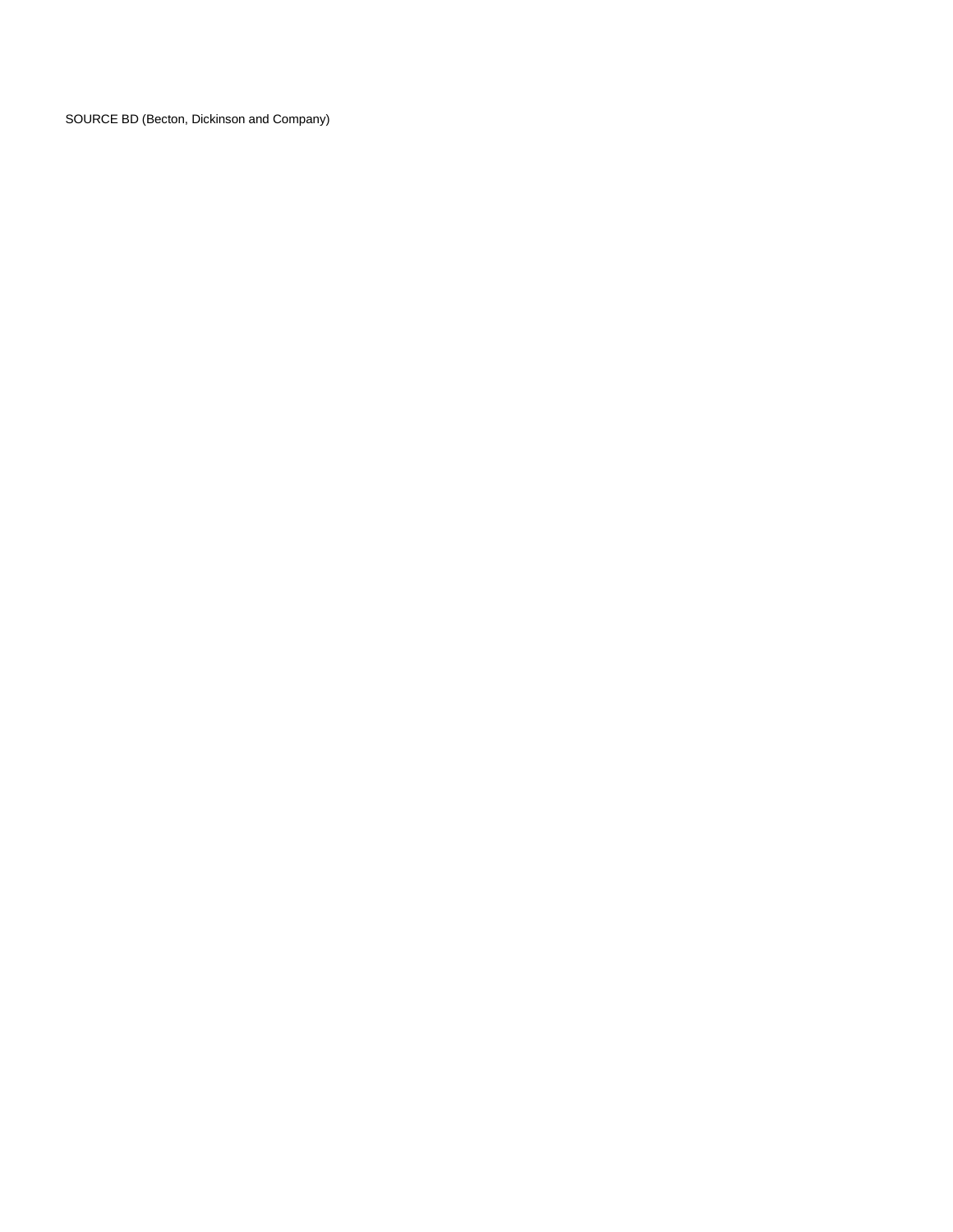SOURCE BD (Becton, Dickinson and Company)